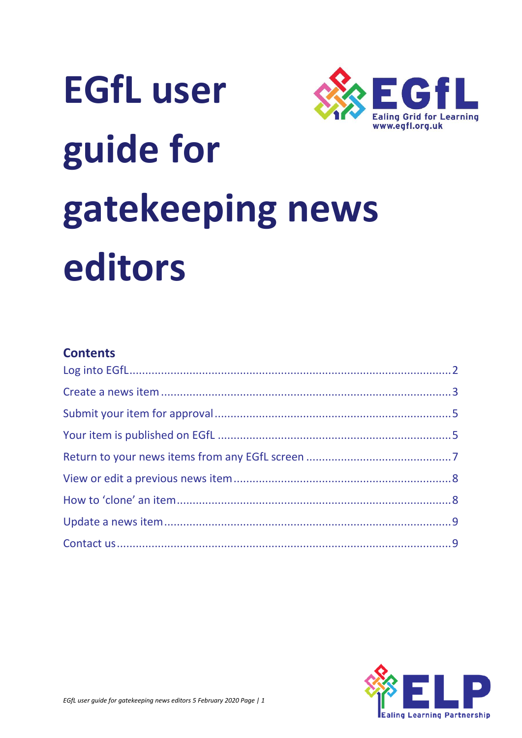# EGfL user guide for gatekeeping news editors

## Contents

- Log into EGfL ........ 2
- Create a news item ........ 3
- Submit your item for approval ........ 5
- Your item is published on EGfL ........ 5
- Return to your news items from any EGfL screen ........ 7
- View or edit a previous news item ........ 8
- How to 'clone' an item ........ 8
- Update a news item ........ 9
- Contact us ........ 9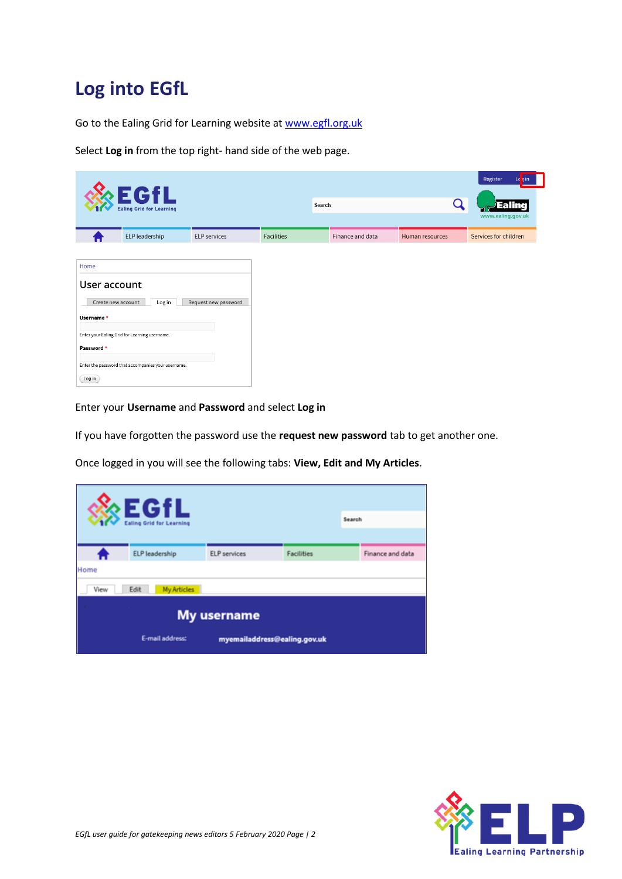# Log into EGfL

Go to the Ealing Grid for Learning website at www.egfl.org.uk

Select **Log in** from the top right- hand side of the web page.

Enter your **Username** and **Password** and select **Log in**

If you have forgotten the password use the **request new password** tab to get another one.

Once logged in you will see the following tabs: **View, Edit and My Articles**.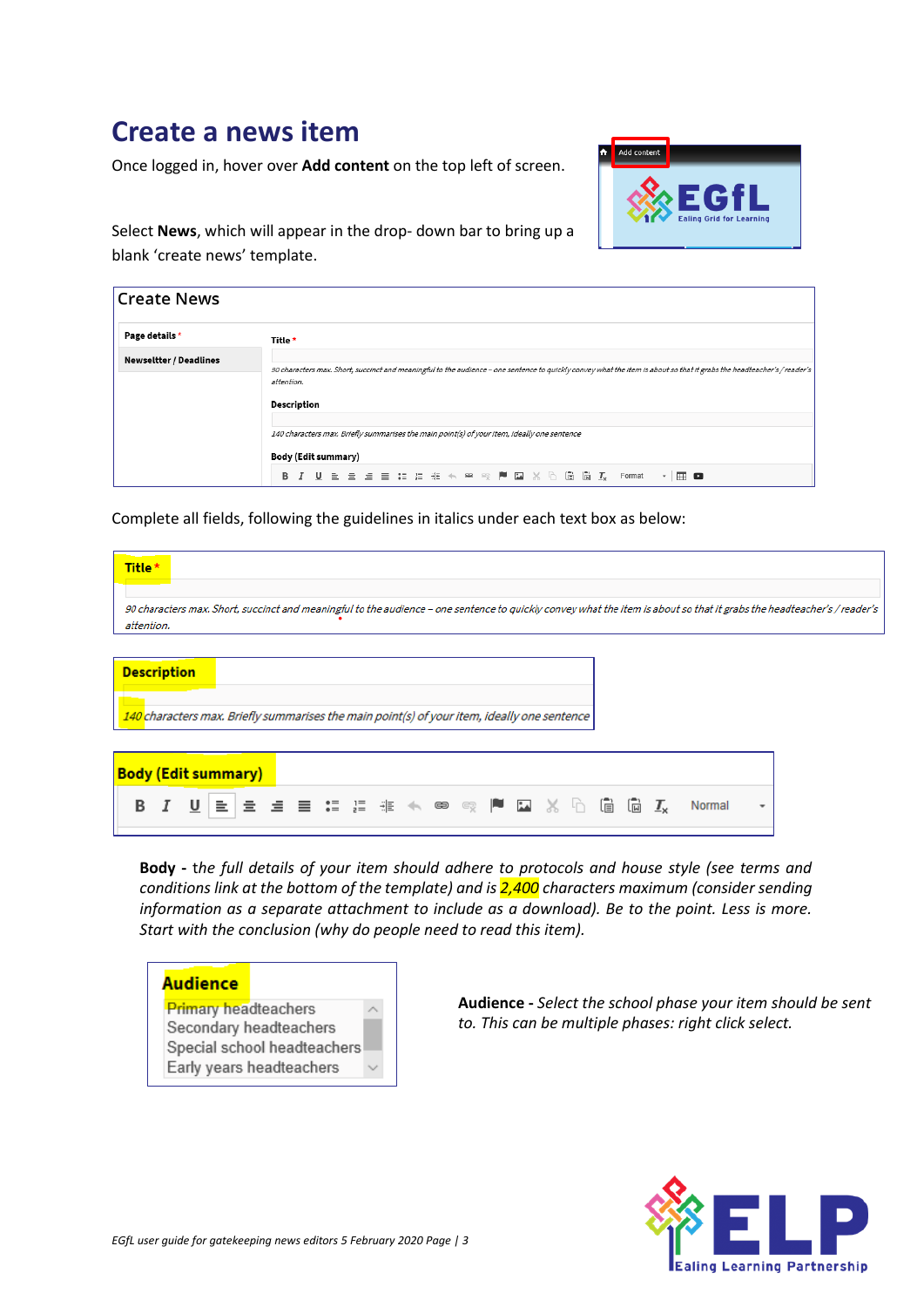# Create a news item

Once logged in, hover over **Add content** on the top left of screen.

Select **News**, which will appear in the drop- down bar to bring up a blank 'create news' template.

Complete all fields, following the guidelines in italics under each text box as below:

**Title** *

*90 characters max. Short, succinct and meaningful to the audience – one sentence to quickly convey what the item is about so that it grabs the headteacher's / reader's attention.*

**Description**

*140 characters max. Briefly summarises the main point(s) of your item, ideally one sentence*

**Body (Edit summary)**

**Body -** *the full details of your item should adhere to protocols and house style (see terms and conditions link at the bottom of the template) and is 2,400 characters maximum (consider sending information as a separate attachment to include as a download). Be to the point. Less is more. Start with the conclusion (why do people need to read this item).*

**Audience**

- Primary headteachers
- Secondary headteachers
- Special school headteachers
- Early years headteachers

**Audience -** *Select the school phase your item should be sent to. This can be multiple phases: right click select.*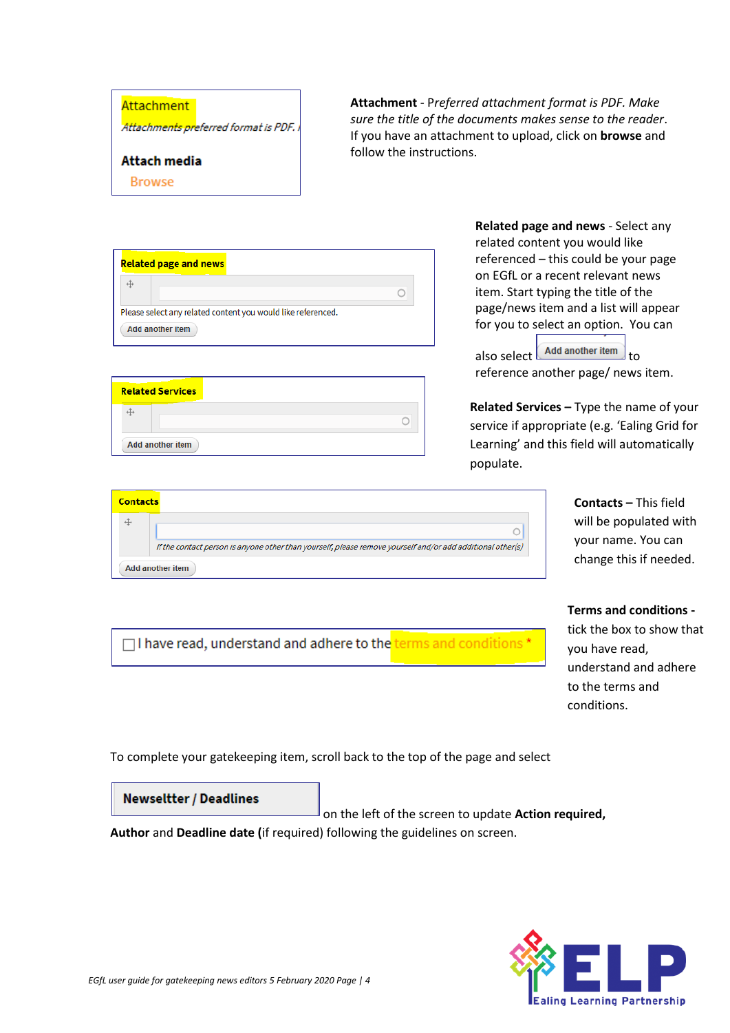Attachment

*Attachments preferred format is PDF.*

**Attach media**

Browse

**Attachment** - P*referred attachment format is PDF. Make sure the title of the documents makes sense to the reader*. If you have an attachment to upload, click on **browse** and follow the instructions.

**Related page and news**

Please select any related content you would like referenced.

Add another item

**Related page and news** - Select any related content you would like referenced – this could be your page on EGfL or a recent relevant news item. Start typing the title of the page/news item and a list will appear for you to select an option. You can also select Add another item to reference another page/ news item.

**Related Services**

Add another item

**Related Services –** Type the name of your service if appropriate (e.g. 'Ealing Grid for Learning' and this field will automatically populate.

**Contacts**

*If the contact person is anyone other than yourself, please remove yourself and/or add additional other(s)*

Add another item

**Contacts –** This field will be populated with your name. You can change this if needed.

☐ I have read, understand and adhere to the terms and conditions *

**Terms and conditions -** tick the box to show that you have read, understand and adhere to the terms and conditions.

To complete your gatekeeping item, scroll back to the top of the page and select **Newseltter / Deadlines** on the left of the screen to update **Action required, Author** and **Deadline date (**if required) following the guidelines on screen.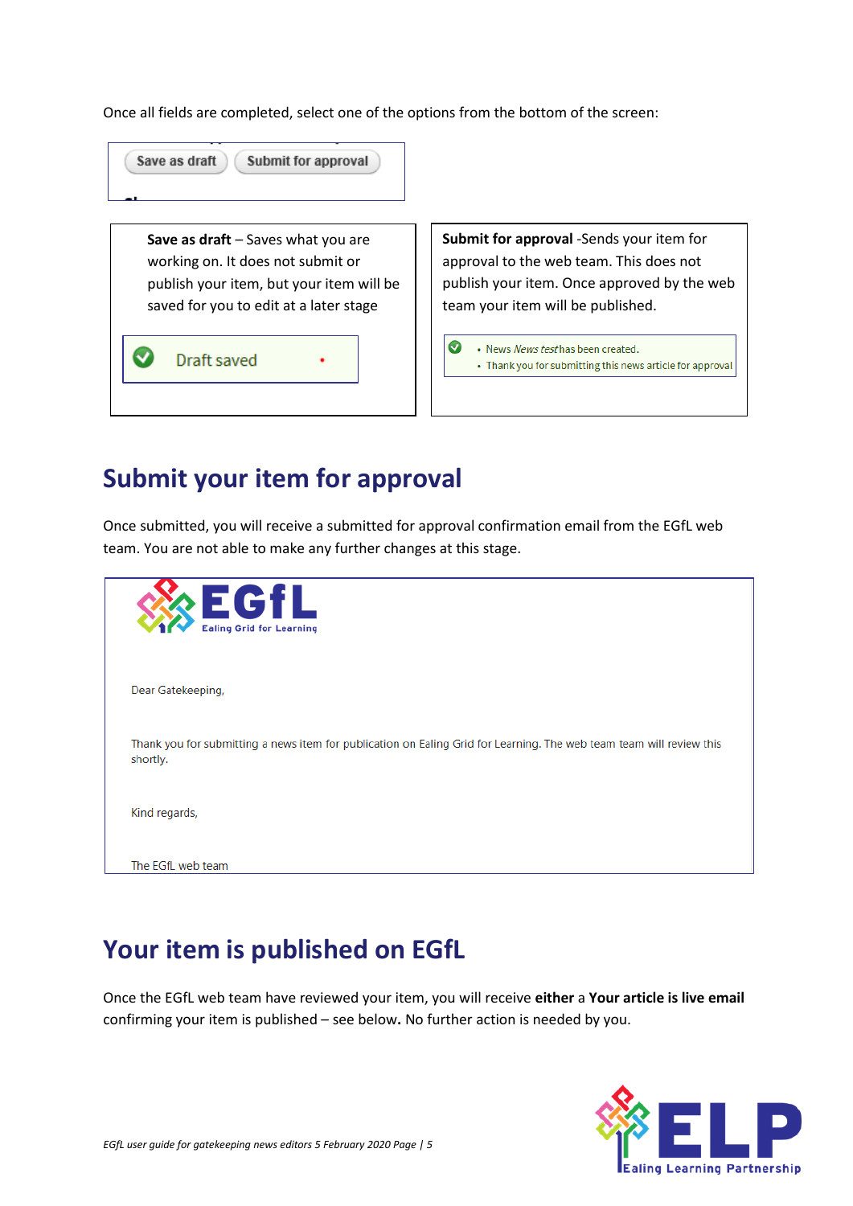Once all fields are completed, select one of the options from the bottom of the screen:

Save as draft | Submit for approval

**Save as draft** – Saves what you are working on. It does not submit or publish your item, but your item will be saved for you to edit at a later stage

Draft saved

**Submit for approval** -Sends your item for approval to the web team. This does not publish your item. Once approved by the web team your item will be published.

- News *News test* has been created.
- Thank you for submitting this news article for approval

## Submit your item for approval

Once submitted, you will receive a submitted for approval confirmation email from the EGfL web team. You are not able to make any further changes at this stage.

EGfL Ealing Grid for Learning

Dear Gatekeeping,

Thank you for submitting a news item for publication on Ealing Grid for Learning. The web team team will review this shortly.

Kind regards,

The EGfL web team

## Your item is published on EGfL

Once the EGfL web team have reviewed your item, you will receive **either** a **Your article is live email** confirming your item is published – see below**.** No further action is needed by you.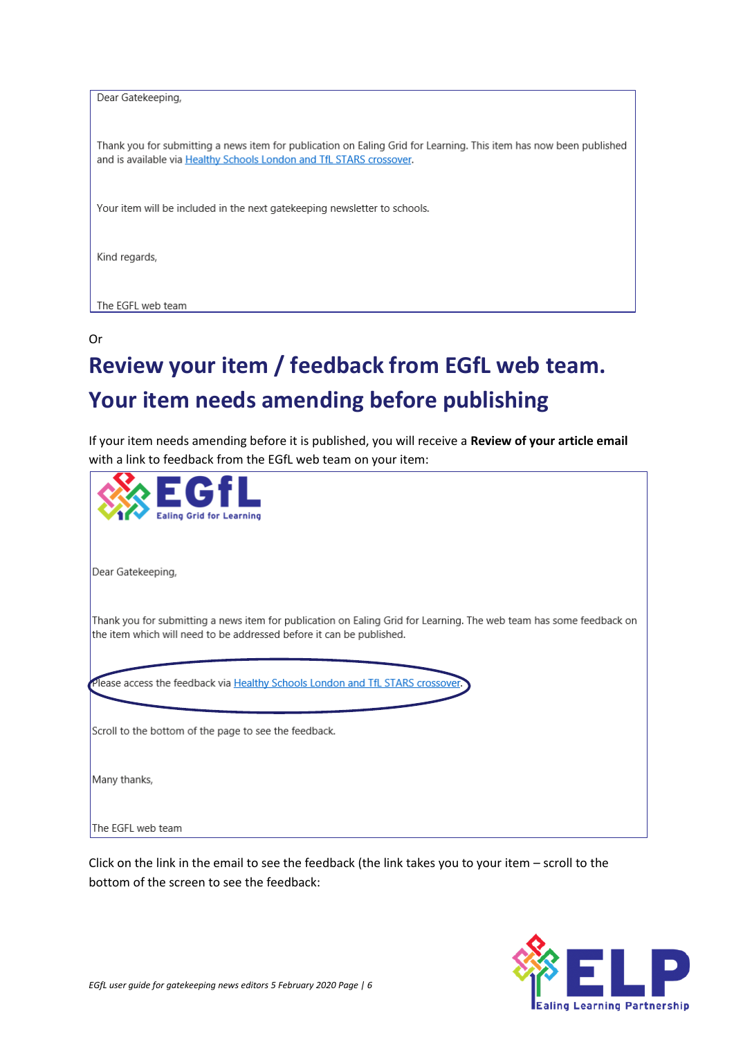Dear Gatekeeping,

Thank you for submitting a news item for publication on Ealing Grid for Learning. This item has now been published and is available via Healthy Schools London and TfL STARS crossover.

Your item will be included in the next gatekeeping newsletter to schools.

Kind regards,

The EGFL web team

Or

# Review your item / feedback from EGfL web team. Your item needs amending before publishing

If your item needs amending before it is published, you will receive a **Review of your article email** with a link to feedback from the EGfL web team on your item:

EGfL Ealing Grid for Learning

Dear Gatekeeping,

Thank you for submitting a news item for publication on Ealing Grid for Learning. The web team has some feedback on the item which will need to be addressed before it can be published.

Please access the feedback via Healthy Schools London and TfL STARS crossover.

Scroll to the bottom of the page to see the feedback.

Many thanks,

The EGFL web team

Click on the link in the email to see the feedback (the link takes you to your item – scroll to the bottom of the screen to see the feedback: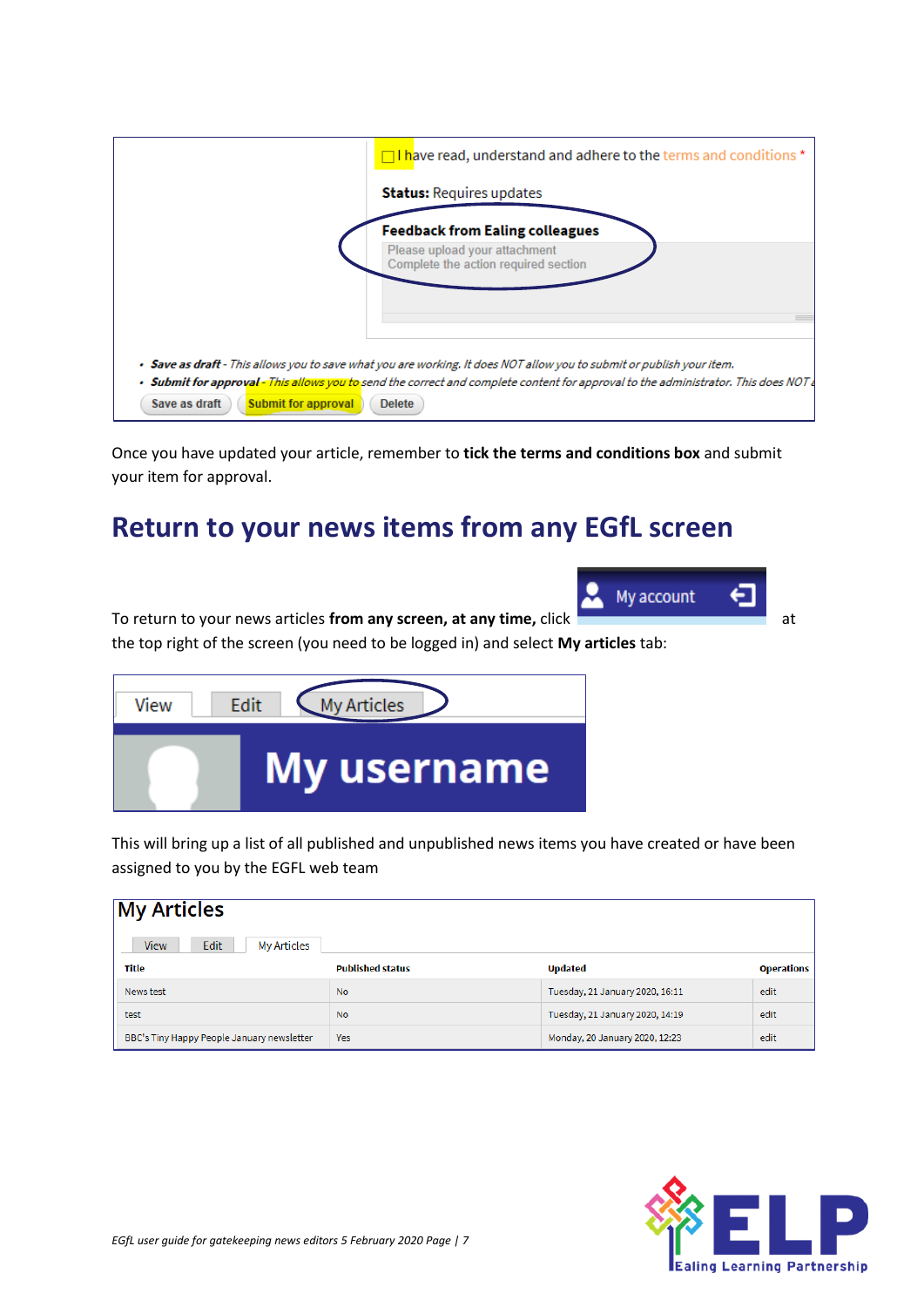Once you have updated your article, remember to **tick the terms and conditions box** and submit your item for approval.

## Return to your news items from any EGfL screen

To return to your news articles **from any screen, at any time,** click **My account** at the top right of the screen (you need to be logged in) and select **My articles** tab:

This will bring up a list of all published and unpublished news items you have created or have been assigned to you by the EGFL web team

**My Articles**

| Title | Published status | Updated | Operations |
|---|---|---|---|
| News test | No | Tuesday, 21 January 2020, 16:11 | edit |
| test | No | Tuesday, 21 January 2020, 14:19 | edit |
| BBC's Tiny Happy People January newsletter | Yes | Monday, 20 January 2020, 12:23 | edit |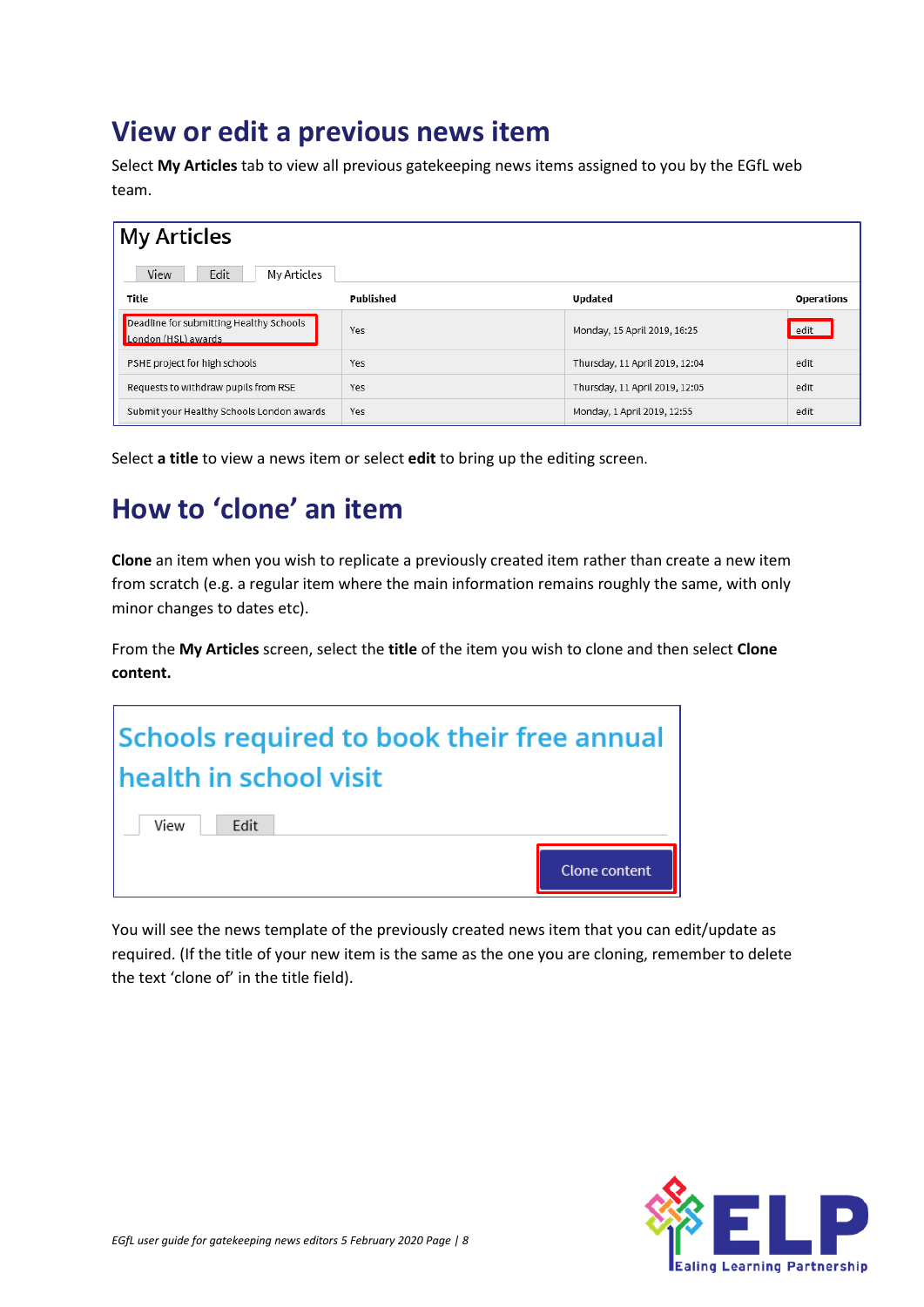## View or edit a previous news item

Select **My Articles** tab to view all previous gatekeeping news items assigned to you by the EGfL web team.

My Articles

View | Edit | My Articles

| Title | Published | Updated | Operations |
|---|---|---|---|
| Deadline for submitting Healthy Schools London (HSL) awards | Yes | Monday, 15 April 2019, 16:25 | edit |
| PSHE project for high schools | Yes | Thursday, 11 April 2019, 12:04 | edit |
| Requests to withdraw pupils from RSE | Yes | Thursday, 11 April 2019, 12:05 | edit |
| Submit your Healthy Schools London awards | Yes | Monday, 1 April 2019, 12:55 | edit |

Select **a title** to view a news item or select **edit** to bring up the editing screen.

## How to 'clone' an item

**Clone** an item when you wish to replicate a previously created item rather than create a new item from scratch (e.g. a regular item where the main information remains roughly the same, with only minor changes to dates etc).

From the **My Articles** screen, select the **title** of the item you wish to clone and then select **Clone content.**

Schools required to book their free annual health in school visit

View | Edit

Clone content

You will see the news template of the previously created news item that you can edit/update as required. (If the title of your new item is the same as the one you are cloning, remember to delete the text 'clone of' in the title field).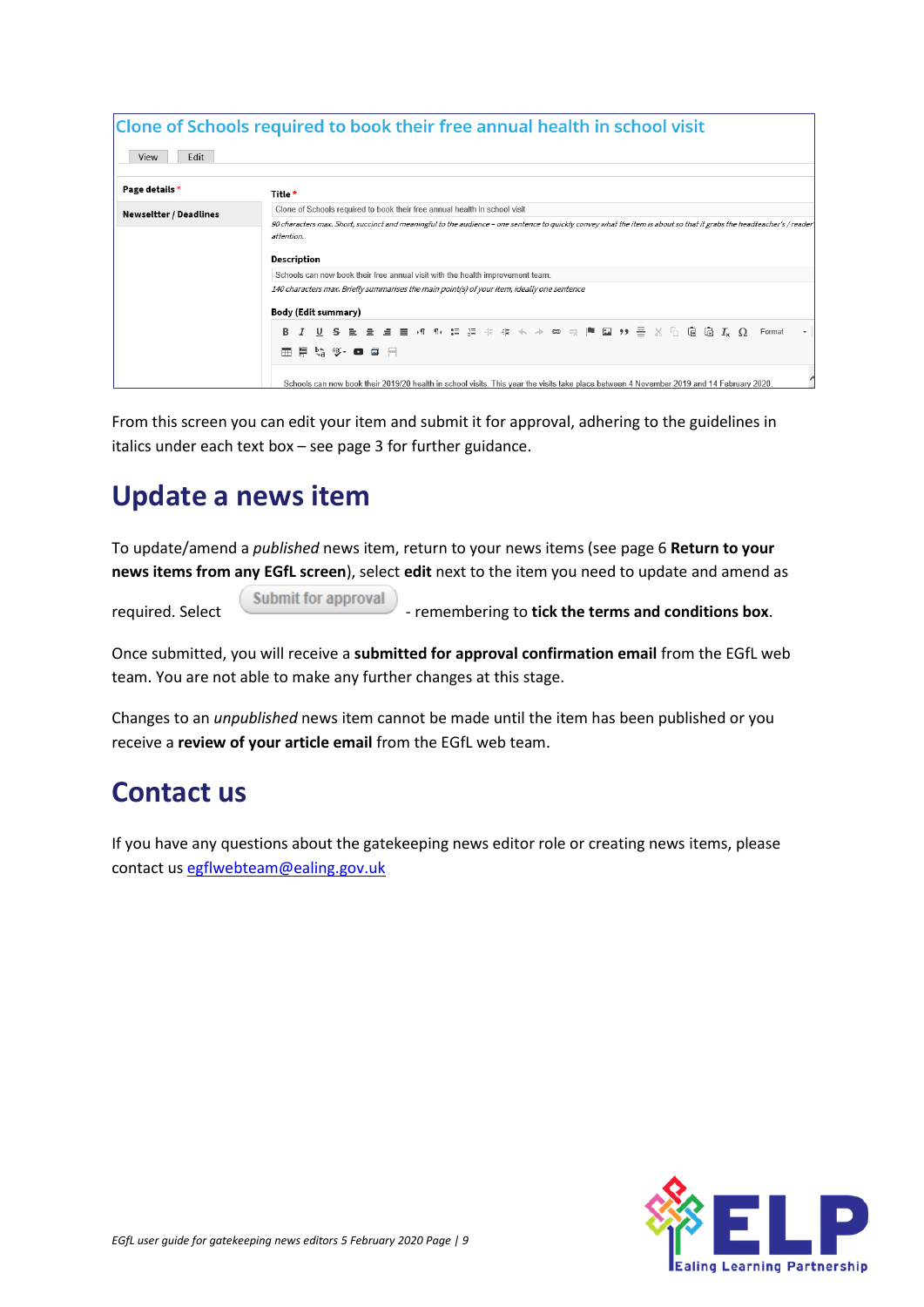From this screen you can edit your item and submit it for approval, adhering to the guidelines in italics under each text box – see page 3 for further guidance.

## Update a news item

To update/amend a *published* news item, return to your news items (see page 6 **Return to your news items from any EGfL screen**), select **edit** next to the item you need to update and amend as required. Select Submit for approval - remembering to **tick the terms and conditions box**.

Once submitted, you will receive a **submitted for approval confirmation email** from the EGfL web team. You are not able to make any further changes at this stage.

Changes to an *unpublished* news item cannot be made until the item has been published or you receive a **review of your article email** from the EGfL web team.

## Contact us

If you have any questions about the gatekeeping news editor role or creating news items, please contact us egflwebteam@ealing.gov.uk